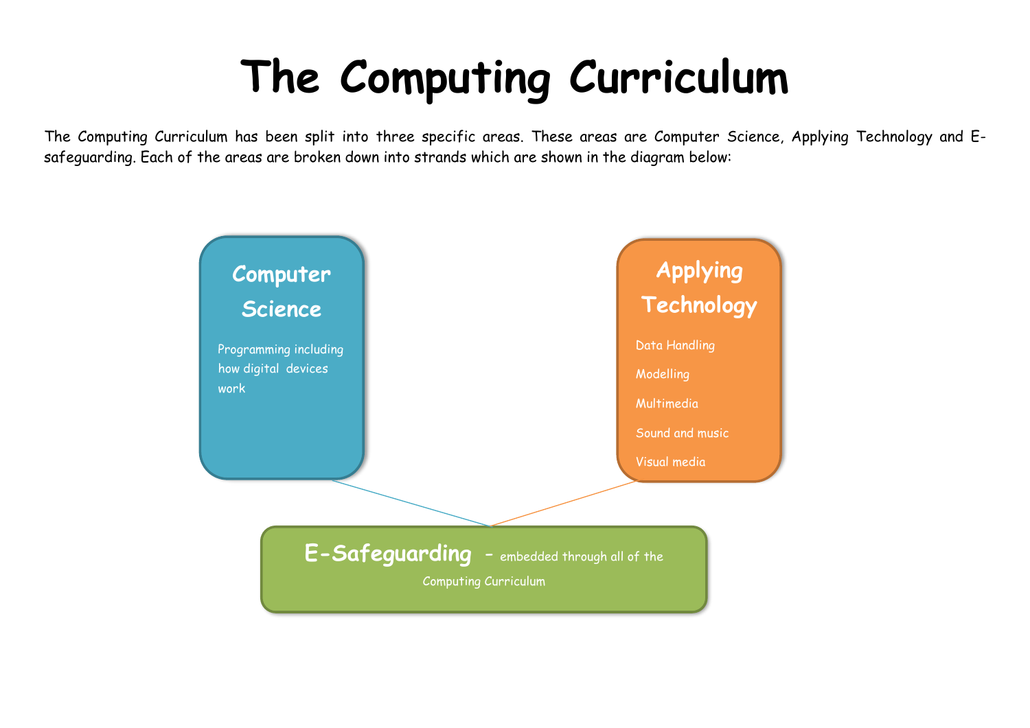# The Computing Curriculum

The Computing Curriculum has been split into three specific areas. These areas are Computer Science, Applying Technology and E-safeguarding. Each of the areas are broken down into strands which are shown in the diagram below:

## Computer Science

Programming including how digital devices work

## Applying Technology

- Data Handling
- Modelling
- Multimedia
- Sound and music
- Visual media

## E-Safeguarding – embedded through all of the Computing Curriculum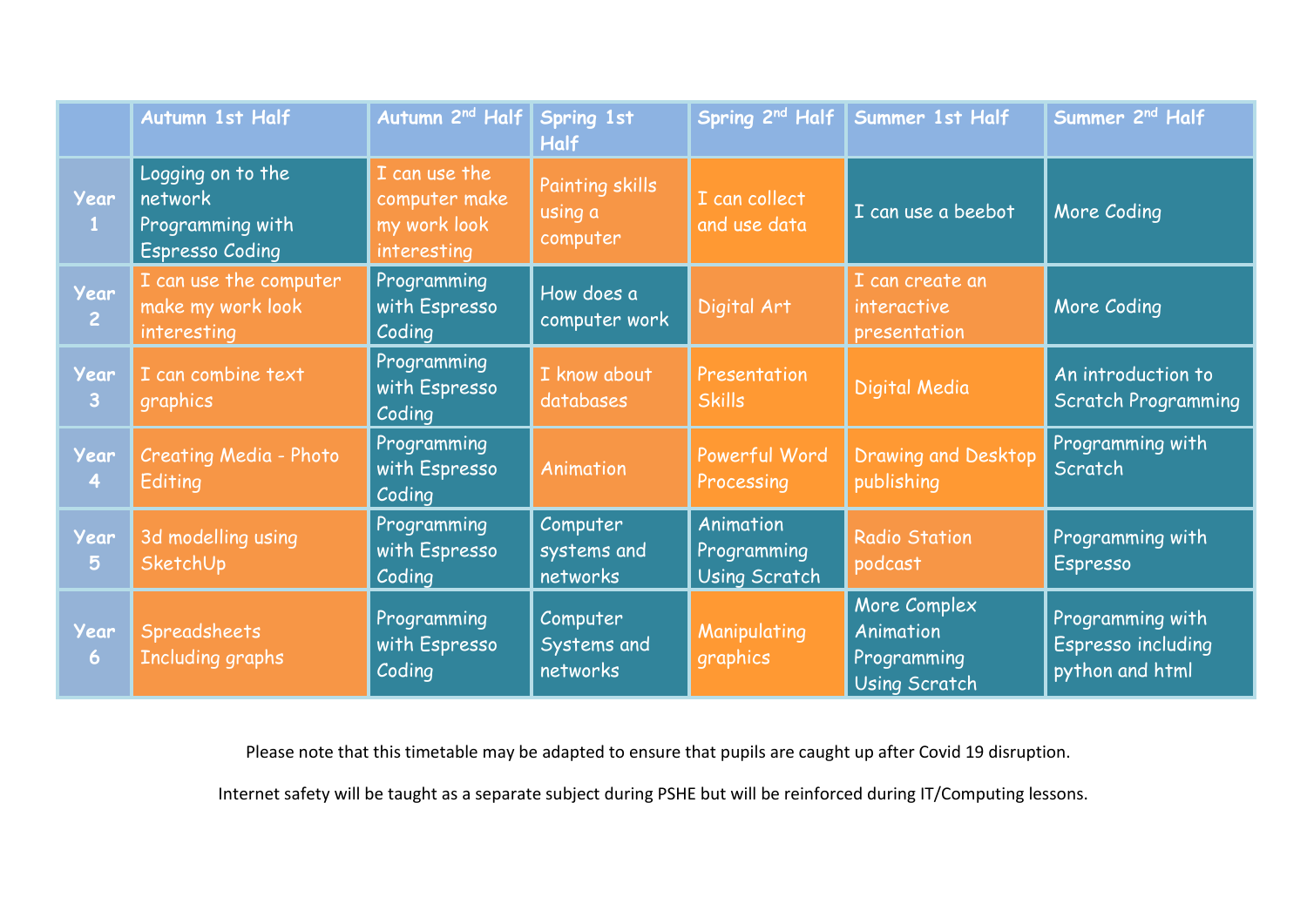| | Autumn 1st Half | Autumn 2nd Half | Spring 1st Half | Spring 2nd Half | Summer 1st Half | Summer 2nd Half |
|---|---|---|---|---|---|---|
| Year 1 | Logging on to the network Programming with Espresso Coding | I can use the computer make my work look interesting | Painting skills using a computer | I can collect and use data | I can use a beebot | More Coding |
| Year 2 | I can use the computer make my work look interesting | Programming with Espresso Coding | How does a computer work | Digital Art | I can create an interactive presentation | More Coding |
| Year 3 | I can combine text graphics | Programming with Espresso Coding | I know about databases | Presentation Skills | Digital Media | An introduction to Scratch Programming |
| Year 4 | Creating Media - Photo Editing | Programming with Espresso Coding | Animation | Powerful Word Processing | Drawing and Desktop publishing | Programming with Scratch |
| Year 5 | 3d modelling using SketchUp | Programming with Espresso Coding | Computer systems and networks | Animation Programming Using Scratch | Radio Station podcast | Programming with Espresso |
| Year 6 | Spreadsheets Including graphs | Programming with Espresso Coding | Computer Systems and networks | Manipulating graphics | More Complex Animation Programming Using Scratch | Programming with Espresso including python and html |

Please note that this timetable may be adapted to ensure that pupils are caught up after Covid 19 disruption.

Internet safety will be taught as a separate subject during PSHE but will be reinforced during IT/Computing lessons.